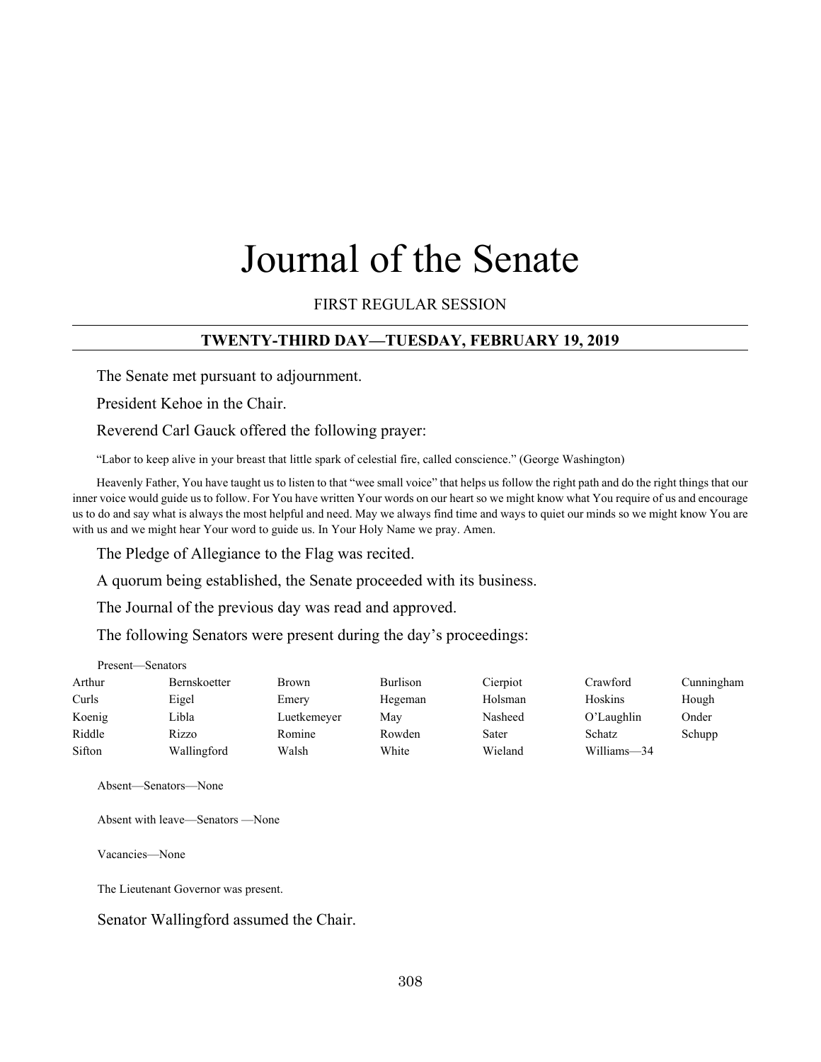# Journal of the Senate

FIRST REGULAR SESSION

## TWENTY-THIRD DAY—TUESDAY, FEBRUARY 19, 2019

The Senate met pursuant to adjournment.

President Kehoe in the Chair.

Reverend Carl Gauck offered the following prayer:

"Labor to keep alive in your breast that little spark of celestial fire, called conscience." (George Washington)

Heavenly Father, You have taught us to listen to that "wee small voice" that helps us follow the right path and do the right things that our inner voice would guide us to follow. For You have written Your words on our heart so we might know what You require of us and encourage us to do and say what is always the most helpful and need. May we always find time and ways to quiet our minds so we might know You are with us and we might hear Your word to guide us. In Your Holy Name we pray. Amen.

The Pledge of Allegiance to the Flag was recited.

A quorum being established, the Senate proceeded with its business.

The Journal of the previous day was read and approved.

The following Senators were present during the day's proceedings:

Present—Senators

| | | | | | | |
|---|---|---|---|---|---|---|
| Arthur | Bernskoetter | Brown | Burlison | Cierpiot | Crawford | Cunningham |
| Curls | Eigel | Emery | Hegeman | Holsman | Hoskins | Hough |
| Koenig | Libla | Luetkemeyer | May | Nasheed | O'Laughlin | Onder |
| Riddle | Rizzo | Romine | Rowden | Sater | Schatz | Schupp |
| Sifton | Wallingford | Walsh | White | Wieland | Williams—34 | |

Absent—Senators—None

Absent with leave—Senators —None

Vacancies—None

The Lieutenant Governor was present.

Senator Wallingford assumed the Chair.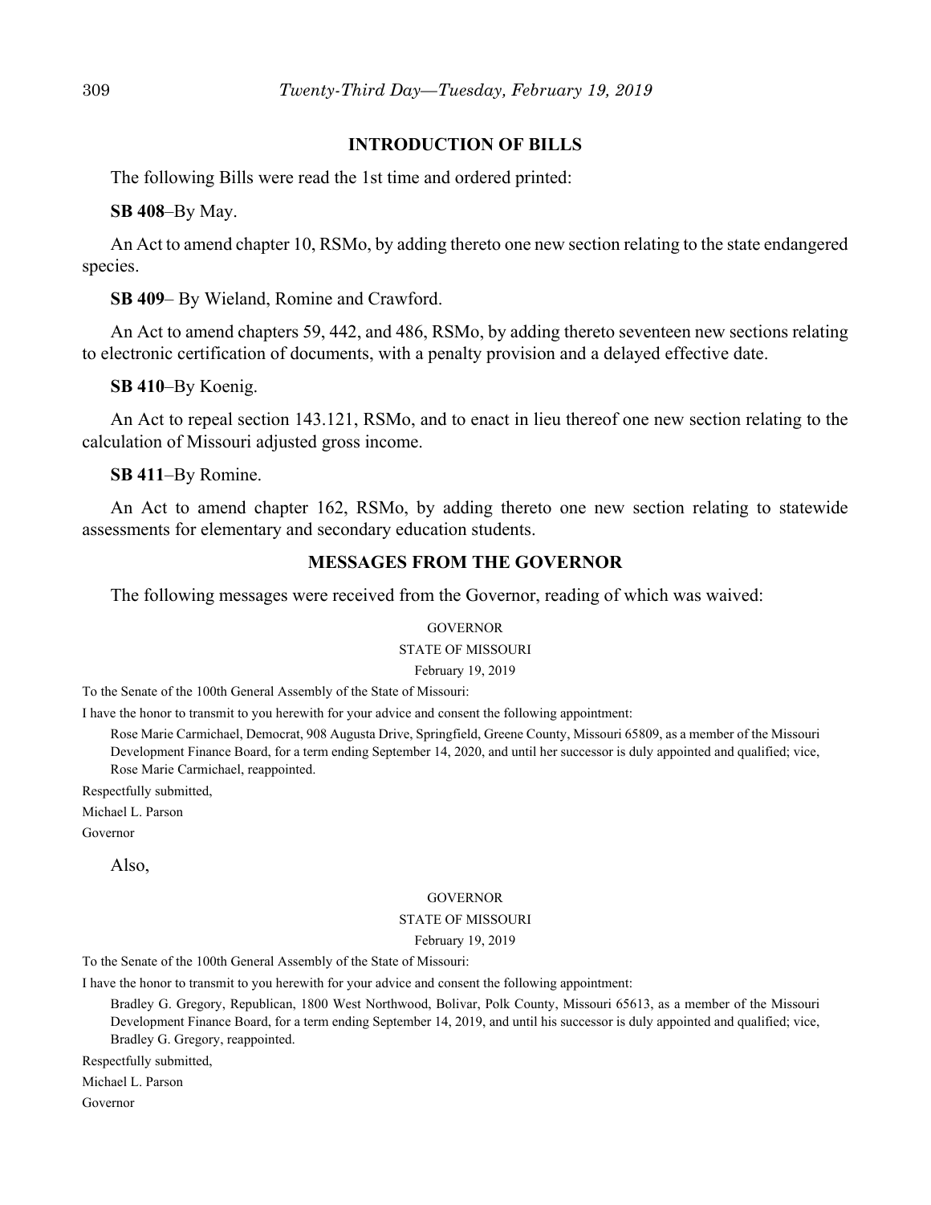## INTRODUCTION OF BILLS

The following Bills were read the 1st time and ordered printed:

**SB 408**–By May.

An Act to amend chapter 10, RSMo, by adding thereto one new section relating to the state endangered species.

**SB 409**– By Wieland, Romine and Crawford.

An Act to amend chapters 59, 442, and 486, RSMo, by adding thereto seventeen new sections relating to electronic certification of documents, with a penalty provision and a delayed effective date.

**SB 410**–By Koenig.

An Act to repeal section 143.121, RSMo, and to enact in lieu thereof one new section relating to the calculation of Missouri adjusted gross income.

**SB 411**–By Romine.

An Act to amend chapter 162, RSMo, by adding thereto one new section relating to statewide assessments for elementary and secondary education students.

## MESSAGES FROM THE GOVERNOR

The following messages were received from the Governor, reading of which was waived:

GOVERNOR

STATE OF MISSOURI

February 19, 2019

To the Senate of the 100th General Assembly of the State of Missouri:

I have the honor to transmit to you herewith for your advice and consent the following appointment:

Rose Marie Carmichael, Democrat, 908 Augusta Drive, Springfield, Greene County, Missouri 65809, as a member of the Missouri Development Finance Board, for a term ending September 14, 2020, and until her successor is duly appointed and qualified; vice, Rose Marie Carmichael, reappointed.

Respectfully submitted,

Michael L. Parson

Governor

Also,

GOVERNOR

STATE OF MISSOURI

February 19, 2019

To the Senate of the 100th General Assembly of the State of Missouri:

I have the honor to transmit to you herewith for your advice and consent the following appointment:

Bradley G. Gregory, Republican, 1800 West Northwood, Bolivar, Polk County, Missouri 65613, as a member of the Missouri Development Finance Board, for a term ending September 14, 2019, and until his successor is duly appointed and qualified; vice, Bradley G. Gregory, reappointed.

Respectfully submitted,

Michael L. Parson

Governor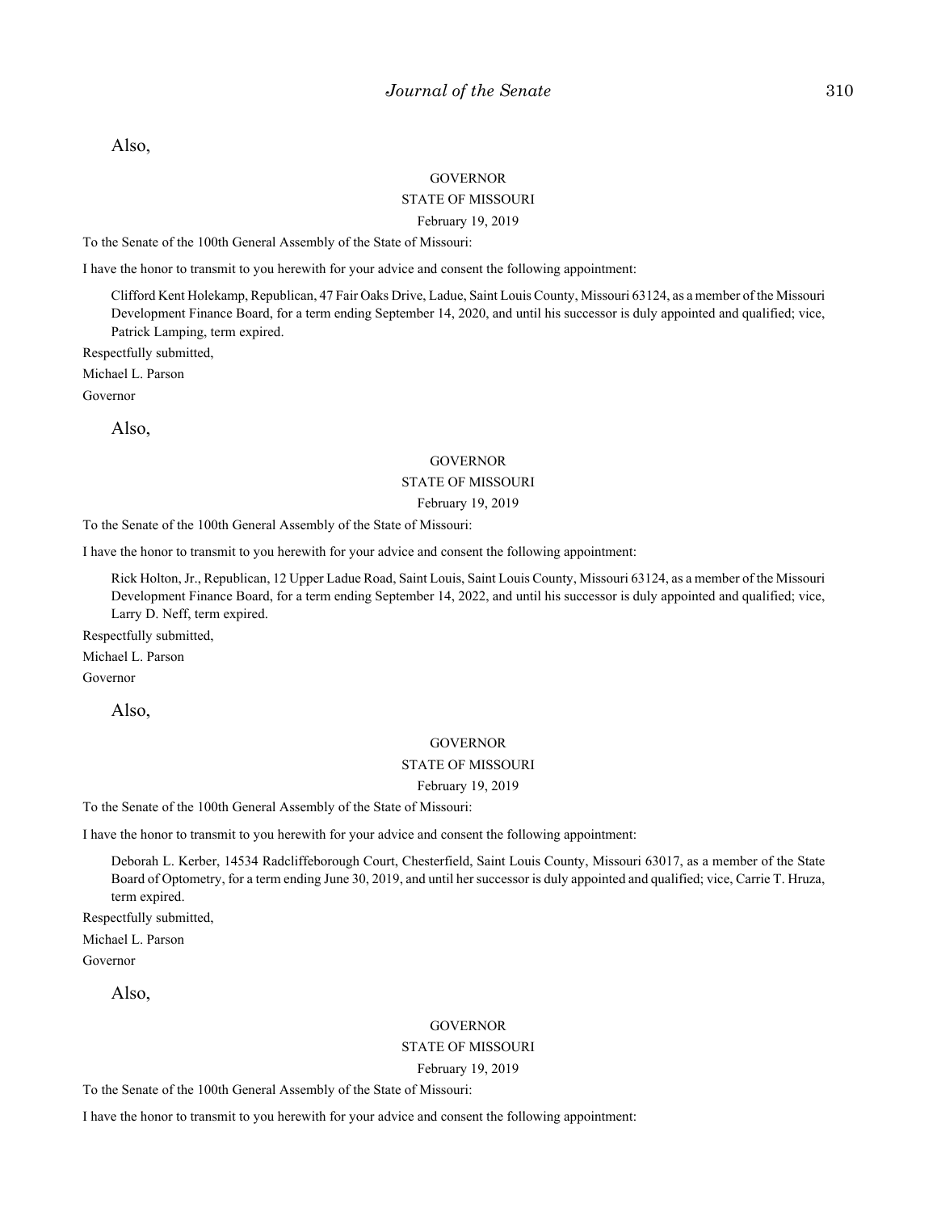Also,

GOVERNOR

STATE OF MISSOURI

February 19, 2019

To the Senate of the 100th General Assembly of the State of Missouri:

I have the honor to transmit to you herewith for your advice and consent the following appointment:

> Clifford Kent Holekamp, Republican, 47 Fair Oaks Drive, Ladue, Saint Louis County, Missouri 63124, as a member of the Missouri Development Finance Board, for a term ending September 14, 2020, and until his successor is duly appointed and qualified; vice, Patrick Lamping, term expired.

Respectfully submitted,

Michael L. Parson

Governor

Also,

GOVERNOR

STATE OF MISSOURI

February 19, 2019

To the Senate of the 100th General Assembly of the State of Missouri:

I have the honor to transmit to you herewith for your advice and consent the following appointment:

> Rick Holton, Jr., Republican, 12 Upper Ladue Road, Saint Louis, Saint Louis County, Missouri 63124, as a member of the Missouri Development Finance Board, for a term ending September 14, 2022, and until his successor is duly appointed and qualified; vice, Larry D. Neff, term expired.

Respectfully submitted,

Michael L. Parson

Governor

Also,

GOVERNOR

STATE OF MISSOURI

February 19, 2019

To the Senate of the 100th General Assembly of the State of Missouri:

I have the honor to transmit to you herewith for your advice and consent the following appointment:

> Deborah L. Kerber, 14534 Radcliffeborough Court, Chesterfield, Saint Louis County, Missouri 63017, as a member of the State Board of Optometry, for a term ending June 30, 2019, and until her successor is duly appointed and qualified; vice, Carrie T. Hruza, term expired.

Respectfully submitted,

Michael L. Parson

Governor

Also,

GOVERNOR

STATE OF MISSOURI

February 19, 2019

To the Senate of the 100th General Assembly of the State of Missouri:

I have the honor to transmit to you herewith for your advice and consent the following appointment: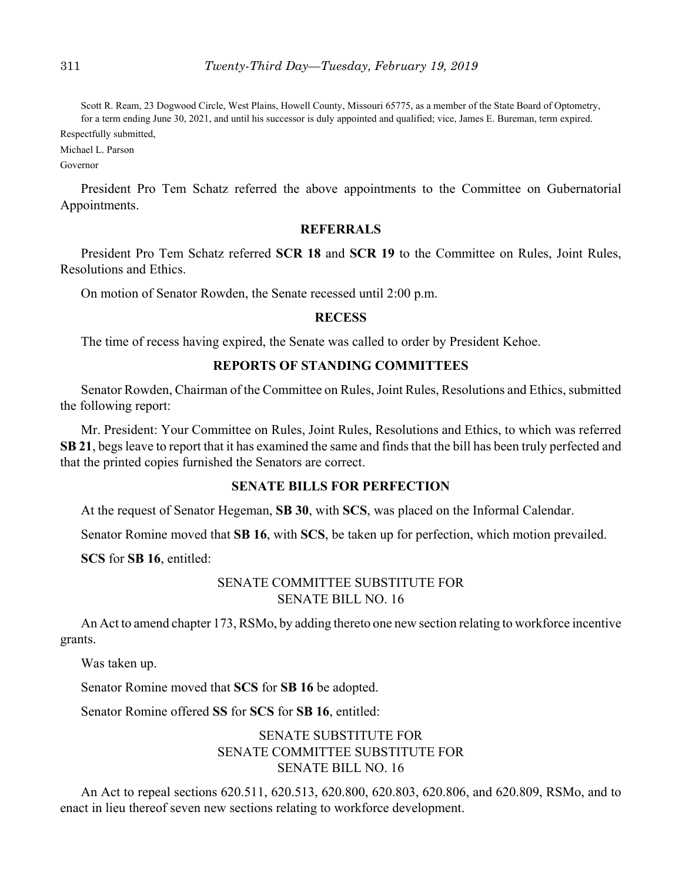Scott R. Ream, 23 Dogwood Circle, West Plains, Howell County, Missouri 65775, as a member of the State Board of Optometry, for a term ending June 30, 2021, and until his successor is duly appointed and qualified; vice, James E. Bureman, term expired.

Respectfully submitted,

Michael L. Parson

Governor

President Pro Tem Schatz referred the above appointments to the Committee on Gubernatorial Appointments.

## REFERRALS

President Pro Tem Schatz referred **SCR 18** and **SCR 19** to the Committee on Rules, Joint Rules, Resolutions and Ethics.

On motion of Senator Rowden, the Senate recessed until 2:00 p.m.

## RECESS

The time of recess having expired, the Senate was called to order by President Kehoe.

## REPORTS OF STANDING COMMITTEES

Senator Rowden, Chairman of the Committee on Rules, Joint Rules, Resolutions and Ethics, submitted the following report:

Mr. President: Your Committee on Rules, Joint Rules, Resolutions and Ethics, to which was referred **SB 21**, begs leave to report that it has examined the same and finds that the bill has been truly perfected and that the printed copies furnished the Senators are correct.

## SENATE BILLS FOR PERFECTION

At the request of Senator Hegeman, **SB 30**, with **SCS**, was placed on the Informal Calendar.

Senator Romine moved that **SB 16**, with **SCS**, be taken up for perfection, which motion prevailed.

**SCS** for **SB 16**, entitled:

SENATE COMMITTEE SUBSTITUTE FOR
SENATE BILL NO. 16

An Act to amend chapter 173, RSMo, by adding thereto one new section relating to workforce incentive grants.

Was taken up.

Senator Romine moved that **SCS** for **SB 16** be adopted.

Senator Romine offered **SS** for **SCS** for **SB 16**, entitled:

SENATE SUBSTITUTE FOR
SENATE COMMITTEE SUBSTITUTE FOR
SENATE BILL NO. 16

An Act to repeal sections 620.511, 620.513, 620.800, 620.803, 620.806, and 620.809, RSMo, and to enact in lieu thereof seven new sections relating to workforce development.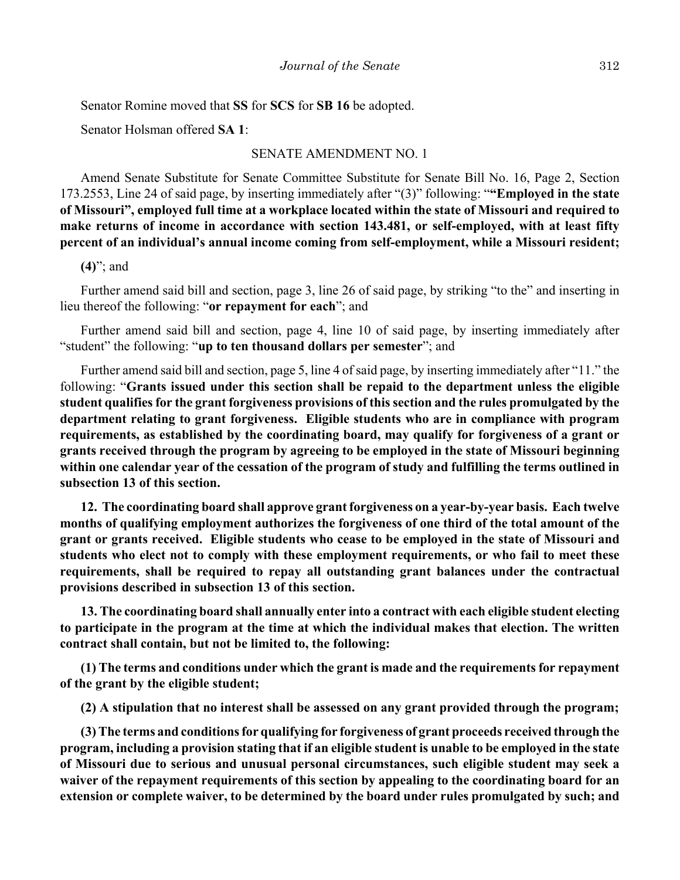Senator Romine moved that **SS** for **SCS** for **SB 16** be adopted.

Senator Holsman offered **SA 1**:

SENATE AMENDMENT NO. 1

Amend Senate Substitute for Senate Committee Substitute for Senate Bill No. 16, Page 2, Section 173.2553, Line 24 of said page, by inserting immediately after "(3)" following: "**"Employed in the state of Missouri", employed full time at a workplace located within the state of Missouri and required to make returns of income in accordance with section 143.481, or self-employed, with at least fifty percent of an individual's annual income coming from self-employment, while a Missouri resident;**

**(4)**"; and

Further amend said bill and section, page 3, line 26 of said page, by striking "to the" and inserting in lieu thereof the following: "**or repayment for each**"; and

Further amend said bill and section, page 4, line 10 of said page, by inserting immediately after "student" the following: "**up to ten thousand dollars per semester**"; and

Further amend said bill and section, page 5, line 4 of said page, by inserting immediately after "11." the following: "**Grants issued under this section shall be repaid to the department unless the eligible student qualifies for the grant forgiveness provisions of this section and the rules promulgated by the department relating to grant forgiveness. Eligible students who are in compliance with program requirements, as established by the coordinating board, may qualify for forgiveness of a grant or grants received through the program by agreeing to be employed in the state of Missouri beginning within one calendar year of the cessation of the program of study and fulfilling the terms outlined in subsection 13 of this section.**

**12. The coordinating board shall approve grant forgiveness on a year-by-year basis. Each twelve months of qualifying employment authorizes the forgiveness of one third of the total amount of the grant or grants received. Eligible students who cease to be employed in the state of Missouri and students who elect not to comply with these employment requirements, or who fail to meet these requirements, shall be required to repay all outstanding grant balances under the contractual provisions described in subsection 13 of this section.**

**13. The coordinating board shall annually enter into a contract with each eligible student electing to participate in the program at the time at which the individual makes that election. The written contract shall contain, but not be limited to, the following:**

**(1) The terms and conditions under which the grant is made and the requirements for repayment of the grant by the eligible student;**

**(2) A stipulation that no interest shall be assessed on any grant provided through the program;**

**(3) The terms and conditions for qualifying for forgiveness of grant proceeds received through the program, including a provision stating that if an eligible student is unable to be employed in the state of Missouri due to serious and unusual personal circumstances, such eligible student may seek a waiver of the repayment requirements of this section by appealing to the coordinating board for an extension or complete waiver, to be determined by the board under rules promulgated by such; and**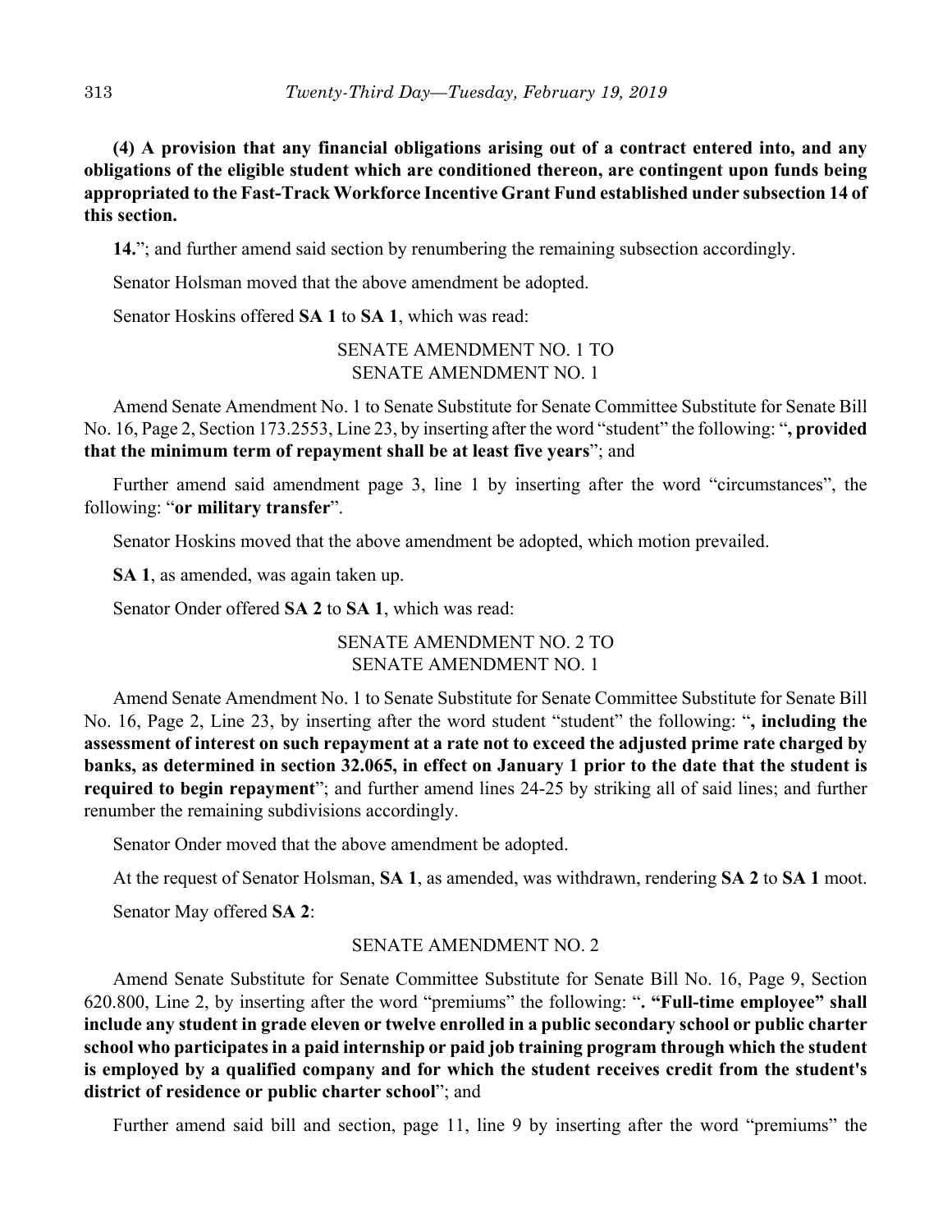**(4) A provision that any financial obligations arising out of a contract entered into, and any obligations of the eligible student which are conditioned thereon, are contingent upon funds being appropriated to the Fast-Track Workforce Incentive Grant Fund established under subsection 14 of this section.**

**14.**"; and further amend said section by renumbering the remaining subsection accordingly.

Senator Holsman moved that the above amendment be adopted.

Senator Hoskins offered **SA 1** to **SA 1**, which was read:

SENATE AMENDMENT NO. 1 TO
SENATE AMENDMENT NO. 1

Amend Senate Amendment No. 1 to Senate Substitute for Senate Committee Substitute for Senate Bill No. 16, Page 2, Section 173.2553, Line 23, by inserting after the word "student" the following: "**, provided that the minimum term of repayment shall be at least five years**"; and

Further amend said amendment page 3, line 1 by inserting after the word "circumstances", the following: "**or military transfer**".

Senator Hoskins moved that the above amendment be adopted, which motion prevailed.

**SA 1**, as amended, was again taken up.

Senator Onder offered **SA 2** to **SA 1**, which was read:

SENATE AMENDMENT NO. 2 TO
SENATE AMENDMENT NO. 1

Amend Senate Amendment No. 1 to Senate Substitute for Senate Committee Substitute for Senate Bill No. 16, Page 2, Line 23, by inserting after the word student "student" the following: "**, including the assessment of interest on such repayment at a rate not to exceed the adjusted prime rate charged by banks, as determined in section 32.065, in effect on January 1 prior to the date that the student is required to begin repayment**"; and further amend lines 24-25 by striking all of said lines; and further renumber the remaining subdivisions accordingly.

Senator Onder moved that the above amendment be adopted.

At the request of Senator Holsman, **SA 1**, as amended, was withdrawn, rendering **SA 2** to **SA 1** moot.

Senator May offered **SA 2**:

SENATE AMENDMENT NO. 2

Amend Senate Substitute for Senate Committee Substitute for Senate Bill No. 16, Page 9, Section 620.800, Line 2, by inserting after the word "premiums" the following: "**. "Full-time employee" shall include any student in grade eleven or twelve enrolled in a public secondary school or public charter school who participates in a paid internship or paid job training program through which the student is employed by a qualified company and for which the student receives credit from the student's district of residence or public charter school**"; and

Further amend said bill and section, page 11, line 9 by inserting after the word "premiums" the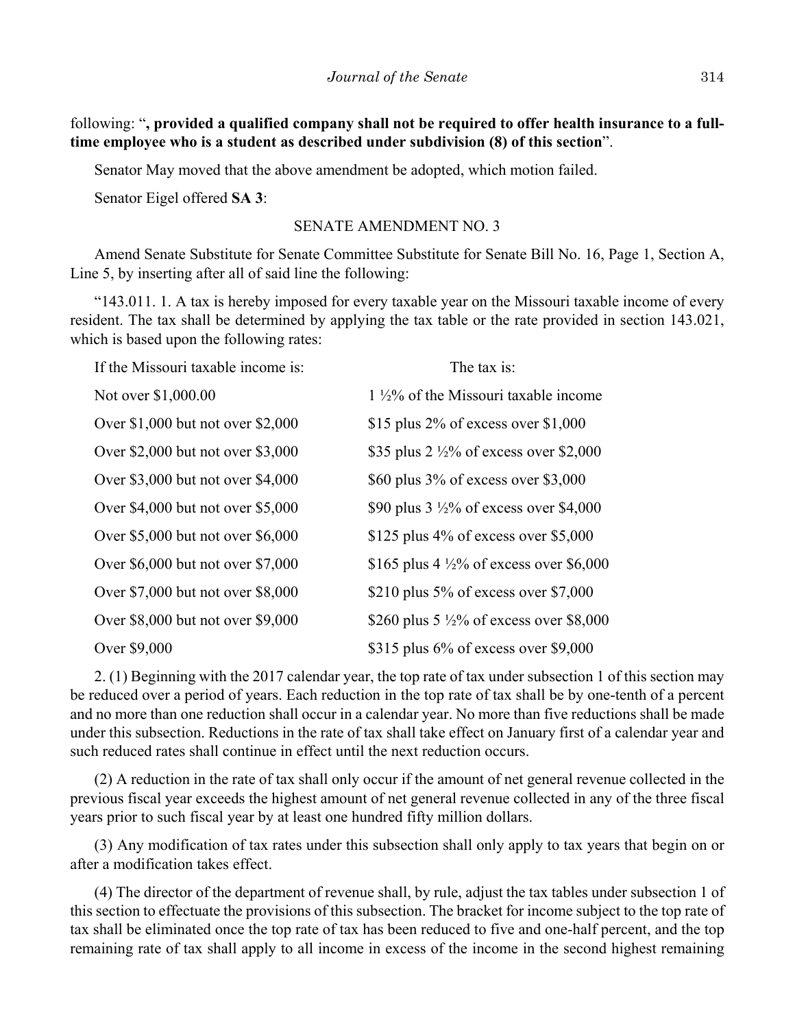following: "**, provided a qualified company shall not be required to offer health insurance to a full-time employee who is a student as described under subdivision (8) of this section**".

Senator May moved that the above amendment be adopted, which motion failed.

Senator Eigel offered **SA 3**:

SENATE AMENDMENT NO. 3

Amend Senate Substitute for Senate Committee Substitute for Senate Bill No. 16, Page 1, Section A, Line 5, by inserting after all of said line the following:

"143.011. 1. A tax is hereby imposed for every taxable year on the Missouri taxable income of every resident. The tax shall be determined by applying the tax table or the rate provided in section 143.021, which is based upon the following rates:

| If the Missouri taxable income is: | The tax is: |
|---|---|
| Not over $1,000.00 | 1 ½% of the Missouri taxable income |
| Over $1,000 but not over $2,000 | $15 plus 2% of excess over $1,000 |
| Over $2,000 but not over $3,000 | $35 plus 2 ½% of excess over $2,000 |
| Over $3,000 but not over $4,000 | $60 plus 3% of excess over $3,000 |
| Over $4,000 but not over $5,000 | $90 plus 3 ½% of excess over $4,000 |
| Over $5,000 but not over $6,000 | $125 plus 4% of excess over $5,000 |
| Over $6,000 but not over $7,000 | $165 plus 4 ½% of excess over $6,000 |
| Over $7,000 but not over $8,000 | $210 plus 5% of excess over $7,000 |
| Over $8,000 but not over $9,000 | $260 plus 5 ½% of excess over $8,000 |
| Over $9,000 | $315 plus 6% of excess over $9,000 |

2. (1) Beginning with the 2017 calendar year, the top rate of tax under subsection 1 of this section may be reduced over a period of years. Each reduction in the top rate of tax shall be by one-tenth of a percent and no more than one reduction shall occur in a calendar year. No more than five reductions shall be made under this subsection. Reductions in the rate of tax shall take effect on January first of a calendar year and such reduced rates shall continue in effect until the next reduction occurs.

(2) A reduction in the rate of tax shall only occur if the amount of net general revenue collected in the previous fiscal year exceeds the highest amount of net general revenue collected in any of the three fiscal years prior to such fiscal year by at least one hundred fifty million dollars.

(3) Any modification of tax rates under this subsection shall only apply to tax years that begin on or after a modification takes effect.

(4) The director of the department of revenue shall, by rule, adjust the tax tables under subsection 1 of this section to effectuate the provisions of this subsection. The bracket for income subject to the top rate of tax shall be eliminated once the top rate of tax has been reduced to five and one-half percent, and the top remaining rate of tax shall apply to all income in excess of the income in the second highest remaining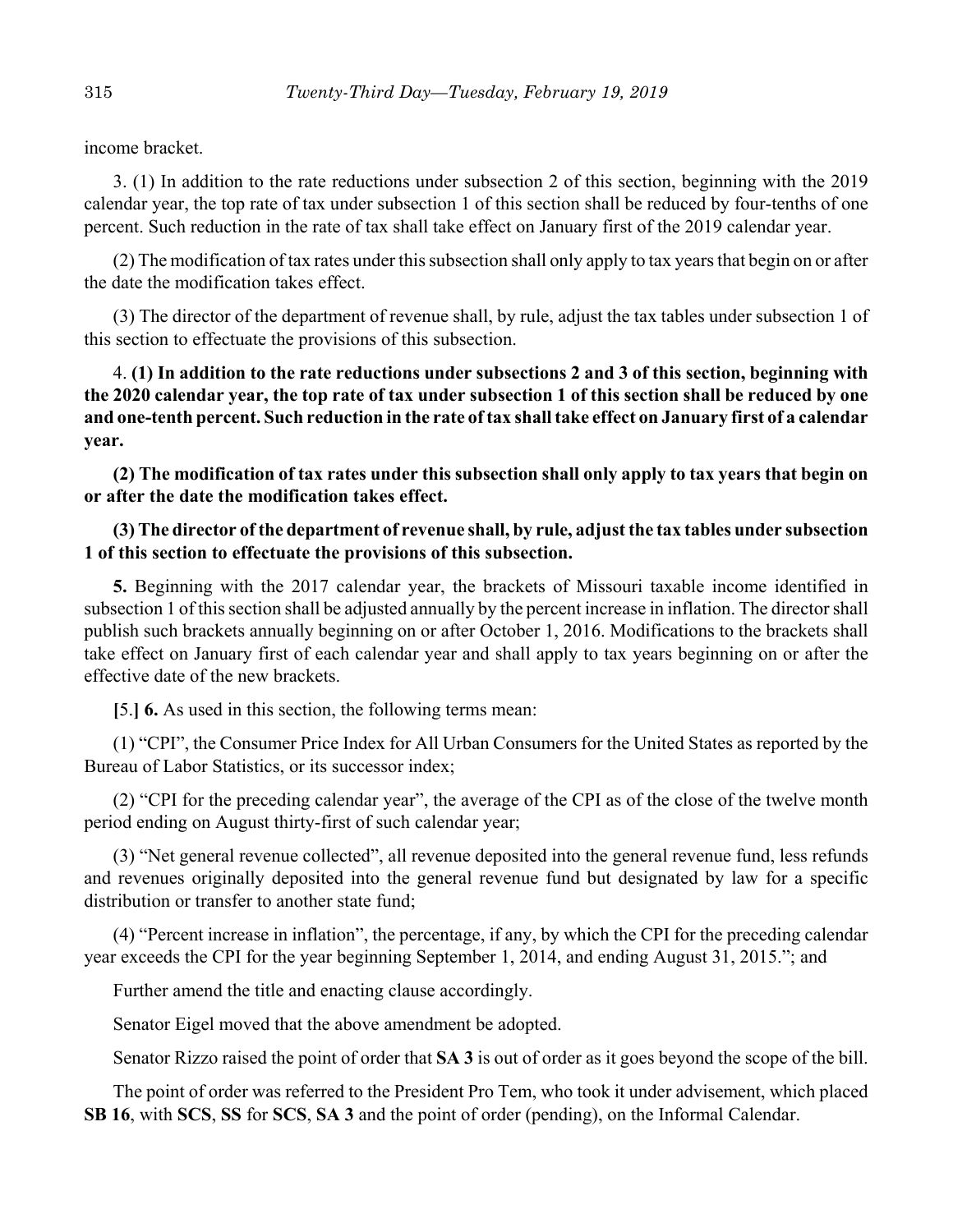income bracket.

3. (1) In addition to the rate reductions under subsection 2 of this section, beginning with the 2019 calendar year, the top rate of tax under subsection 1 of this section shall be reduced by four-tenths of one percent. Such reduction in the rate of tax shall take effect on January first of the 2019 calendar year.

(2) The modification of tax rates under this subsection shall only apply to tax years that begin on or after the date the modification takes effect.

(3) The director of the department of revenue shall, by rule, adjust the tax tables under subsection 1 of this section to effectuate the provisions of this subsection.

4. **(1) In addition to the rate reductions under subsections 2 and 3 of this section, beginning with the 2020 calendar year, the top rate of tax under subsection 1 of this section shall be reduced by one and one-tenth percent. Such reduction in the rate of tax shall take effect on January first of a calendar year.**

**(2) The modification of tax rates under this subsection shall only apply to tax years that begin on or after the date the modification takes effect.**

**(3) The director of the department of revenue shall, by rule, adjust the tax tables under subsection 1 of this section to effectuate the provisions of this subsection.**

**5.** Beginning with the 2017 calendar year, the brackets of Missouri taxable income identified in subsection 1 of this section shall be adjusted annually by the percent increase in inflation. The director shall publish such brackets annually beginning on or after October 1, 2016. Modifications to the brackets shall take effect on January first of each calendar year and shall apply to tax years beginning on or after the effective date of the new brackets.

**[**5.**] 6.** As used in this section, the following terms mean:

(1) "CPI", the Consumer Price Index for All Urban Consumers for the United States as reported by the Bureau of Labor Statistics, or its successor index;

(2) "CPI for the preceding calendar year", the average of the CPI as of the close of the twelve month period ending on August thirty-first of such calendar year;

(3) "Net general revenue collected", all revenue deposited into the general revenue fund, less refunds and revenues originally deposited into the general revenue fund but designated by law for a specific distribution or transfer to another state fund;

(4) "Percent increase in inflation", the percentage, if any, by which the CPI for the preceding calendar year exceeds the CPI for the year beginning September 1, 2014, and ending August 31, 2015."; and

Further amend the title and enacting clause accordingly.

Senator Eigel moved that the above amendment be adopted.

Senator Rizzo raised the point of order that **SA 3** is out of order as it goes beyond the scope of the bill.

The point of order was referred to the President Pro Tem, who took it under advisement, which placed **SB 16**, with **SCS**, **SS** for **SCS**, **SA 3** and the point of order (pending), on the Informal Calendar.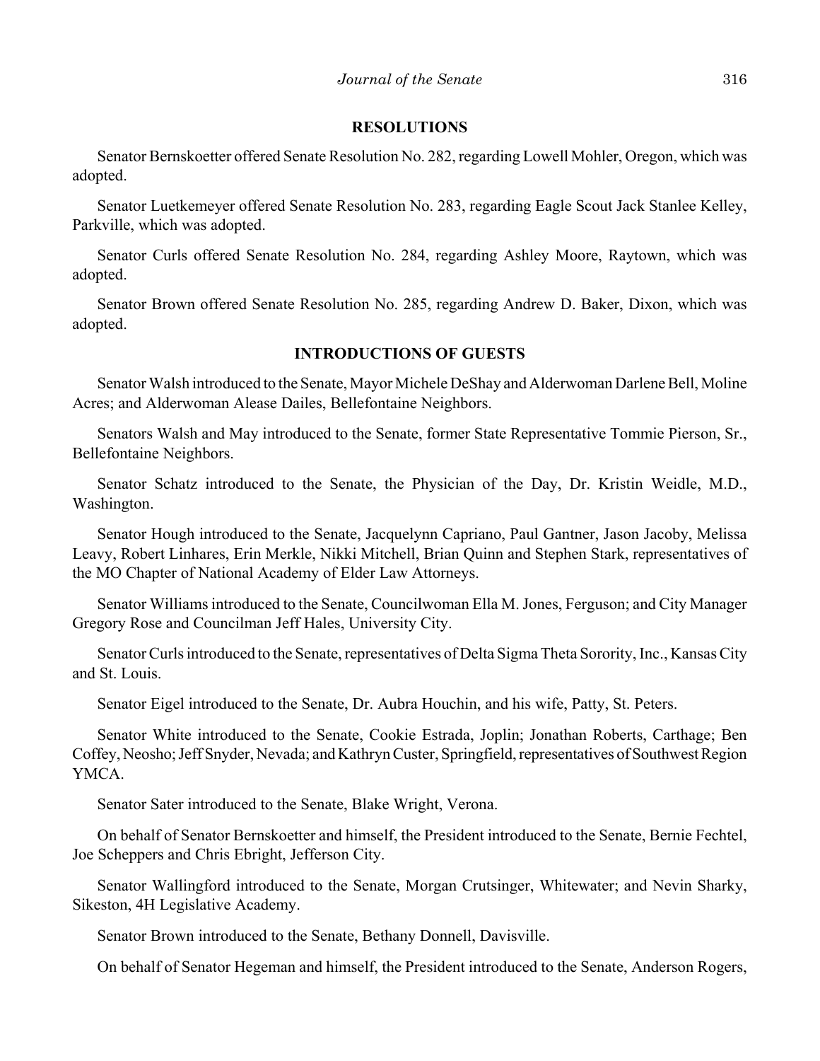## RESOLUTIONS

Senator Bernskoetter offered Senate Resolution No. 282, regarding Lowell Mohler, Oregon, which was adopted.

Senator Luetkemeyer offered Senate Resolution No. 283, regarding Eagle Scout Jack Stanlee Kelley, Parkville, which was adopted.

Senator Curls offered Senate Resolution No. 284, regarding Ashley Moore, Raytown, which was adopted.

Senator Brown offered Senate Resolution No. 285, regarding Andrew D. Baker, Dixon, which was adopted.

## INTRODUCTIONS OF GUESTS

Senator Walsh introduced to the Senate, Mayor Michele DeShay and Alderwoman Darlene Bell, Moline Acres; and Alderwoman Alease Dailes, Bellefontaine Neighbors.

Senators Walsh and May introduced to the Senate, former State Representative Tommie Pierson, Sr., Bellefontaine Neighbors.

Senator Schatz introduced to the Senate, the Physician of the Day, Dr. Kristin Weidle, M.D., Washington.

Senator Hough introduced to the Senate, Jacquelynn Capriano, Paul Gantner, Jason Jacoby, Melissa Leavy, Robert Linhares, Erin Merkle, Nikki Mitchell, Brian Quinn and Stephen Stark, representatives of the MO Chapter of National Academy of Elder Law Attorneys.

Senator Williams introduced to the Senate, Councilwoman Ella M. Jones, Ferguson; and City Manager Gregory Rose and Councilman Jeff Hales, University City.

Senator Curls introduced to the Senate, representatives of Delta Sigma Theta Sorority, Inc., Kansas City and St. Louis.

Senator Eigel introduced to the Senate, Dr. Aubra Houchin, and his wife, Patty, St. Peters.

Senator White introduced to the Senate, Cookie Estrada, Joplin; Jonathan Roberts, Carthage; Ben Coffey, Neosho; Jeff Snyder, Nevada; and Kathryn Custer, Springfield, representatives of Southwest Region YMCA.

Senator Sater introduced to the Senate, Blake Wright, Verona.

On behalf of Senator Bernskoetter and himself, the President introduced to the Senate, Bernie Fechtel, Joe Scheppers and Chris Ebright, Jefferson City.

Senator Wallingford introduced to the Senate, Morgan Crutsinger, Whitewater; and Nevin Sharky, Sikeston, 4H Legislative Academy.

Senator Brown introduced to the Senate, Bethany Donnell, Davisville.

On behalf of Senator Hegeman and himself, the President introduced to the Senate, Anderson Rogers,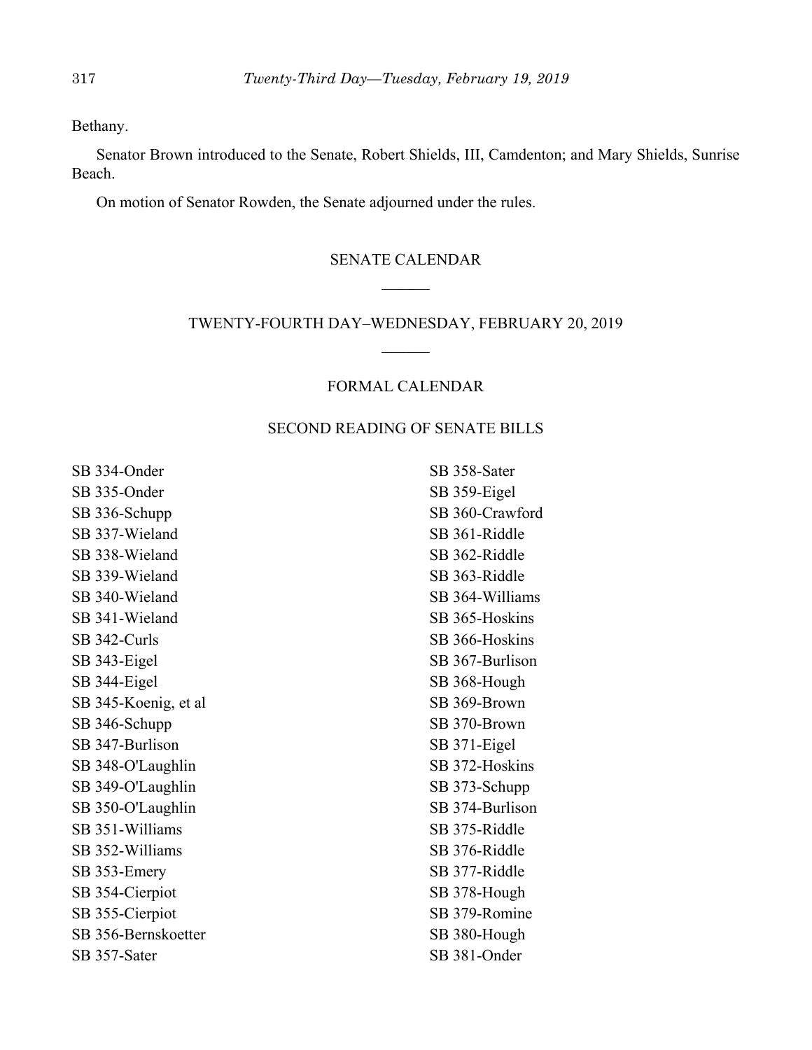Bethany.

Senator Brown introduced to the Senate, Robert Shields, III, Camdenton; and Mary Shields, Sunrise Beach.

On motion of Senator Rowden, the Senate adjourned under the rules.

## SENATE CALENDAR

______

## TWENTY-FOURTH DAY–WEDNESDAY, FEBRUARY 20, 2019

______

### FORMAL CALENDAR

### SECOND READING OF SENATE BILLS

SB 334-Onder
SB 335-Onder
SB 336-Schupp
SB 337-Wieland
SB 338-Wieland
SB 339-Wieland
SB 340-Wieland
SB 341-Wieland
SB 342-Curls
SB 343-Eigel
SB 344-Eigel
SB 345-Koenig, et al
SB 346-Schupp
SB 347-Burlison
SB 348-O'Laughlin
SB 349-O'Laughlin
SB 350-O'Laughlin
SB 351-Williams
SB 352-Williams
SB 353-Emery
SB 354-Cierpiot
SB 355-Cierpiot
SB 356-Bernskoetter
SB 357-Sater
SB 358-Sater
SB 359-Eigel
SB 360-Crawford
SB 361-Riddle
SB 362-Riddle
SB 363-Riddle
SB 364-Williams
SB 365-Hoskins
SB 366-Hoskins
SB 367-Burlison
SB 368-Hough
SB 369-Brown
SB 370-Brown
SB 371-Eigel
SB 372-Hoskins
SB 373-Schupp
SB 374-Burlison
SB 375-Riddle
SB 376-Riddle
SB 377-Riddle
SB 378-Hough
SB 379-Romine
SB 380-Hough
SB 381-Onder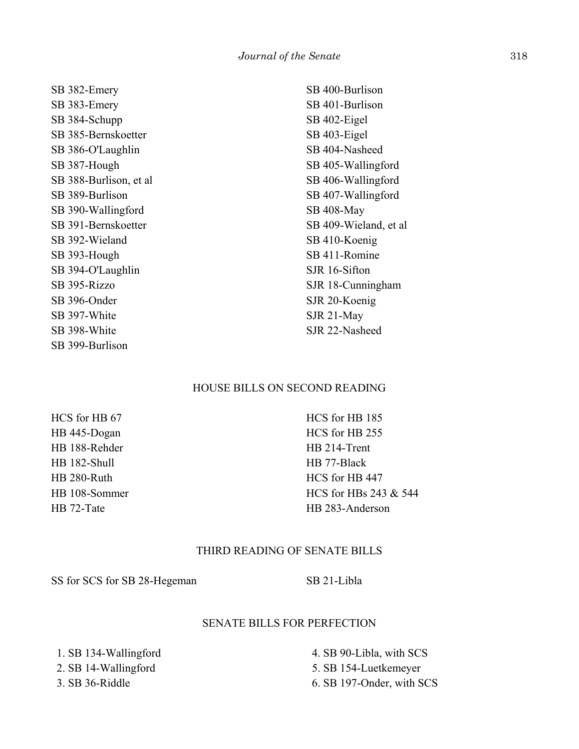SB 382-Emery
SB 383-Emery
SB 384-Schupp
SB 385-Bernskoetter
SB 386-O'Laughlin
SB 387-Hough
SB 388-Burlison, et al
SB 389-Burlison
SB 390-Wallingford
SB 391-Bernskoetter
SB 392-Wieland
SB 393-Hough
SB 394-O'Laughlin
SB 395-Rizzo
SB 396-Onder
SB 397-White
SB 398-White
SB 399-Burlison
SB 400-Burlison
SB 401-Burlison
SB 402-Eigel
SB 403-Eigel
SB 404-Nasheed
SB 405-Wallingford
SB 406-Wallingford
SB 407-Wallingford
SB 408-May
SB 409-Wieland, et al
SB 410-Koenig
SB 411-Romine
SJR 16-Sifton
SJR 18-Cunningham
SJR 20-Koenig
SJR 21-May
SJR 22-Nasheed

## HOUSE BILLS ON SECOND READING

HCS for HB 67
HB 445-Dogan
HB 188-Rehder
HB 182-Shull
HB 280-Ruth
HB 108-Sommer
HB 72-Tate
HCS for HB 185
HCS for HB 255
HB 214-Trent
HB 77-Black
HCS for HB 447
HCS for HBs 243 & 544
HB 283-Anderson

## THIRD READING OF SENATE BILLS

SS for SCS for SB 28-Hegeman
SB 21-Libla

## SENATE BILLS FOR PERFECTION

1. SB 134-Wallingford
2. SB 14-Wallingford
3. SB 36-Riddle
4. SB 90-Libla, with SCS
5. SB 154-Luetkemeyer
6. SB 197-Onder, with SCS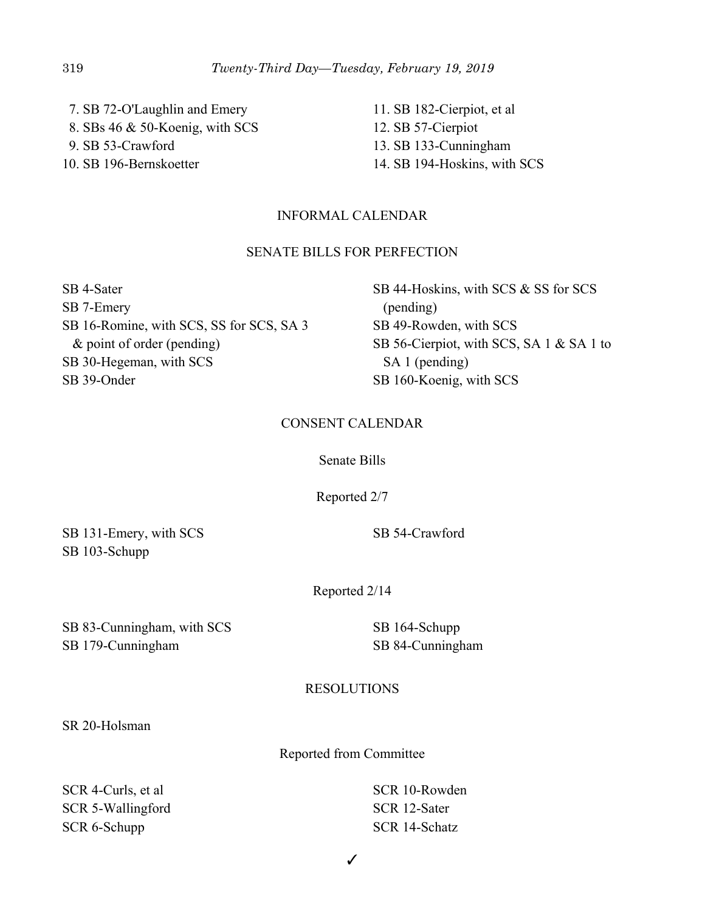7. SB 72-O'Laughlin and Emery
8. SBs 46 & 50-Koenig, with SCS
9. SB 53-Crawford
10. SB 196-Bernskoetter
11. SB 182-Cierpiot, et al
12. SB 57-Cierpiot
13. SB 133-Cunningham
14. SB 194-Hoskins, with SCS

## INFORMAL CALENDAR

### SENATE BILLS FOR PERFECTION

SB 4-Sater
SB 7-Emery
SB 16-Romine, with SCS, SS for SCS, SA 3 & point of order (pending)
SB 30-Hegeman, with SCS
SB 39-Onder
SB 44-Hoskins, with SCS & SS for SCS (pending)
SB 49-Rowden, with SCS
SB 56-Cierpiot, with SCS, SA 1 & SA 1 to SA 1 (pending)
SB 160-Koenig, with SCS

## CONSENT CALENDAR

### Senate Bills

Reported 2/7

SB 131-Emery, with SCS
SB 103-Schupp
SB 54-Crawford

Reported 2/14

SB 83-Cunningham, with SCS
SB 179-Cunningham
SB 164-Schupp
SB 84-Cunningham

## RESOLUTIONS

SR 20-Holsman

Reported from Committee

SCR 4-Curls, et al
SCR 5-Wallingford
SCR 6-Schupp
SCR 10-Rowden
SCR 12-Sater
SCR 14-Schatz

✓